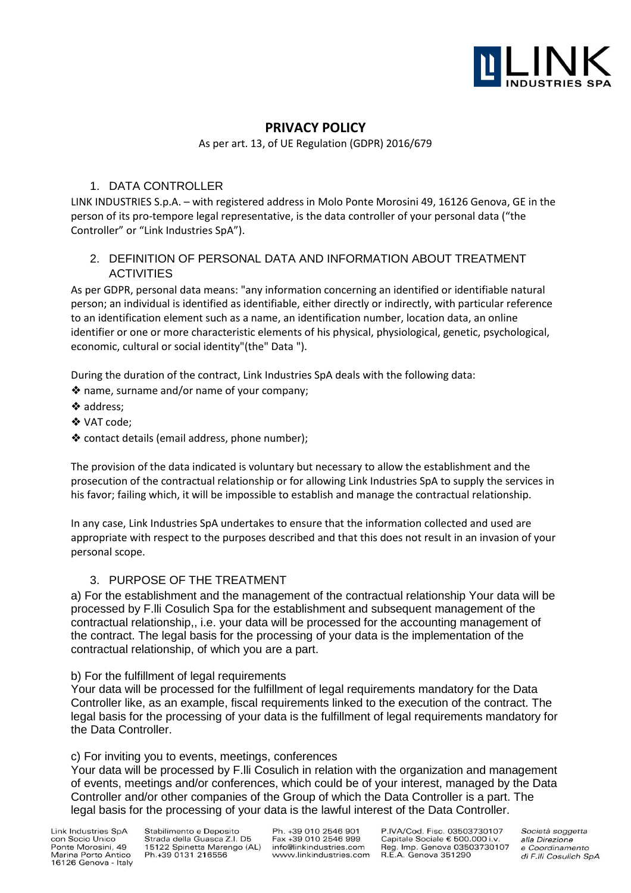# PRIVACY POLICY

As per art. 13, of UE Regulation (GDPR) 2016/679

## 1. DATA CONTROLLER

LINK INDUSTRIES S.p.A. – with registered address in Molo Ponte Morosini 49, 16126 Genova, GE in the person of its pro-tempore legal representative, is the data controller of your personal data ("the Controller" or "Link Industries SpA").

## 2. DEFINITION OF PERSONAL DATA AND INFORMATION ABOUT TREATMENT ACTIVITIES

As per GDPR, personal data means: "any information concerning an identified or identifiable natural person; an individual is identified as identifiable, either directly or indirectly, with particular reference to an identification element such as a name, an identification number, location data, an online identifier or one or more characteristic elements of his physical, physiological, genetic, psychological, economic, cultural or social identity"(the" Data ").

During the duration of the contract, Link Industries SpA deals with the following data:

- name, surname and/or name of your company;
- address;
- VAT code;
- contact details (email address, phone number);

The provision of the data indicated is voluntary but necessary to allow the establishment and the prosecution of the contractual relationship or for allowing Link Industries SpA to supply the services in his favor; failing which, it will be impossible to establish and manage the contractual relationship.

In any case, Link Industries SpA undertakes to ensure that the information collected and used are appropriate with respect to the purposes described and that this does not result in an invasion of your personal scope.

## 3. PURPOSE OF THE TREATMENT

a) For the establishment and the management of the contractual relationship Your data will be processed by F.lli Cosulich Spa for the establishment and subsequent management of the contractual relationship,, i.e. your data will be processed for the accounting management of the contract. The legal basis for the processing of your data is the implementation of the contractual relationship, of which you are a part.

b) For the fulfillment of legal requirements
Your data will be processed for the fulfillment of legal requirements mandatory for the Data Controller like, as an example, fiscal requirements linked to the execution of the contract. The legal basis for the processing of your data is the fulfillment of legal requirements mandatory for the Data Controller.

c) For inviting you to events, meetings, conferences
Your data will be processed by F.lli Cosulich in relation with the organization and management of events, meetings and/or conferences, which could be of your interest, managed by the Data Controller and/or other companies of the Group of which the Data Controller is a part. The legal basis for the processing of your data is the lawful interest of the Data Controller.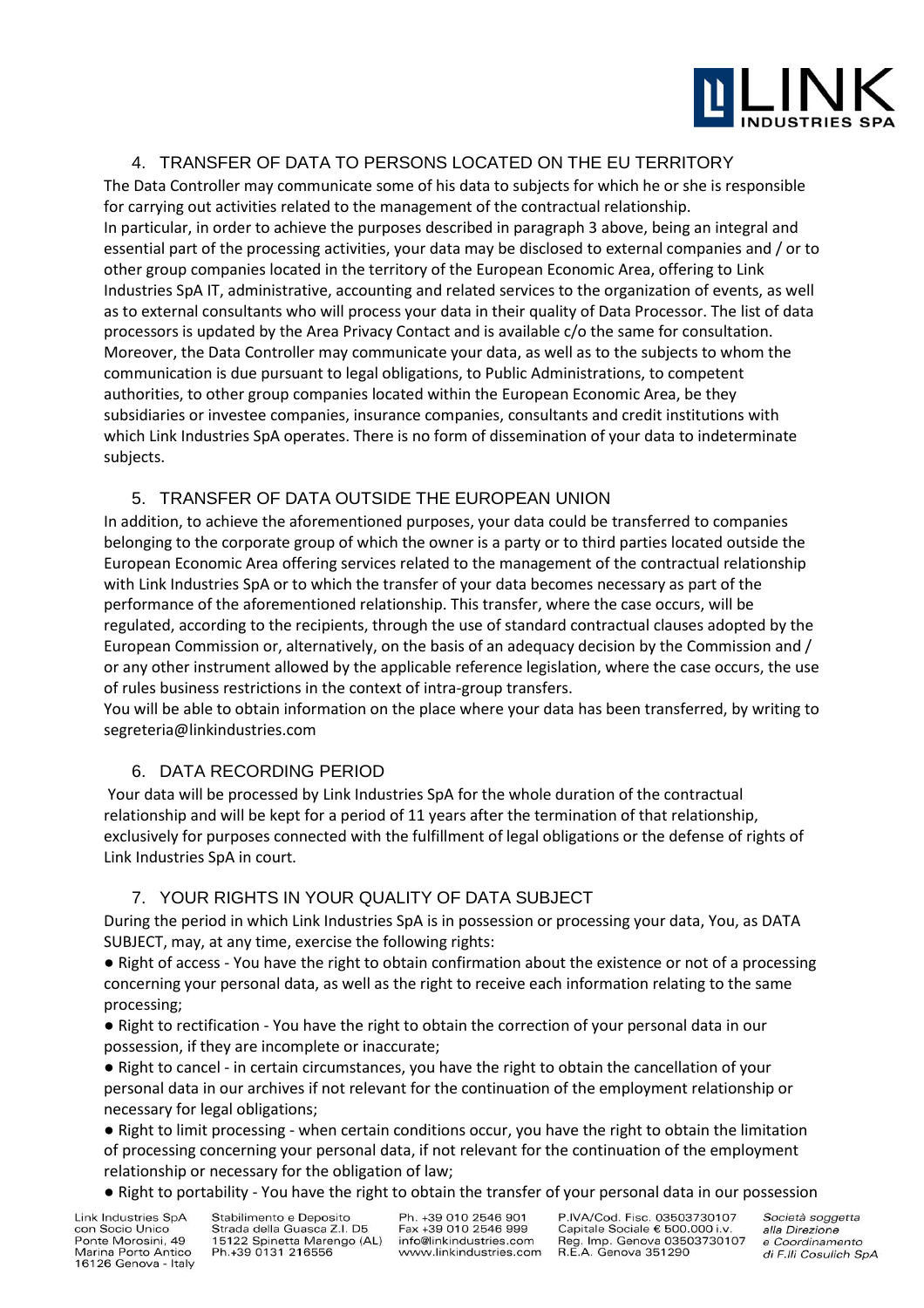## 4. TRANSFER OF DATA TO PERSONS LOCATED ON THE EU TERRITORY

The Data Controller may communicate some of his data to subjects for which he or she is responsible for carrying out activities related to the management of the contractual relationship.
In particular, in order to achieve the purposes described in paragraph 3 above, being an integral and essential part of the processing activities, your data may be disclosed to external companies and / or to other group companies located in the territory of the European Economic Area, offering to Link Industries SpA IT, administrative, accounting and related services to the organization of events, as well as to external consultants who will process your data in their quality of Data Processor. The list of data processors is updated by the Area Privacy Contact and is available c/o the same for consultation.
Moreover, the Data Controller may communicate your data, as well as to the subjects to whom the communication is due pursuant to legal obligations, to Public Administrations, to competent authorities, to other group companies located within the European Economic Area, be they subsidiaries or investee companies, insurance companies, consultants and credit institutions with which Link Industries SpA operates. There is no form of dissemination of your data to indeterminate subjects.

## 5. TRANSFER OF DATA OUTSIDE THE EUROPEAN UNION

In addition, to achieve the aforementioned purposes, your data could be transferred to companies belonging to the corporate group of which the owner is a party or to third parties located outside the European Economic Area offering services related to the management of the contractual relationship with Link Industries SpA or to which the transfer of your data becomes necessary as part of the performance of the aforementioned relationship. This transfer, where the case occurs, will be regulated, according to the recipients, through the use of standard contractual clauses adopted by the European Commission or, alternatively, on the basis of an adequacy decision by the Commission and / or any other instrument allowed by the applicable reference legislation, where the case occurs, the use of rules business restrictions in the context of intra-group transfers.
You will be able to obtain information on the place where your data has been transferred, by writing to segreteria@linkindustries.com

## 6. DATA RECORDING PERIOD

Your data will be processed by Link Industries SpA for the whole duration of the contractual relationship and will be kept for a period of 11 years after the termination of that relationship, exclusively for purposes connected with the fulfillment of legal obligations or the defense of rights of Link Industries SpA in court.

## 7. YOUR RIGHTS IN YOUR QUALITY OF DATA SUBJECT

During the period in which Link Industries SpA is in possession or processing your data, You, as DATA SUBJECT, may, at any time, exercise the following rights:

- Right of access - You have the right to obtain confirmation about the existence or not of a processing concerning your personal data, as well as the right to receive each information relating to the same processing;
- Right to rectification - You have the right to obtain the correction of your personal data in our possession, if they are incomplete or inaccurate;
- Right to cancel - in certain circumstances, you have the right to obtain the cancellation of your personal data in our archives if not relevant for the continuation of the employment relationship or necessary for legal obligations;
- Right to limit processing - when certain conditions occur, you have the right to obtain the limitation of processing concerning your personal data, if not relevant for the continuation of the employment relationship or necessary for the obligation of law;
- Right to portability - You have the right to obtain the transfer of your personal data in our possession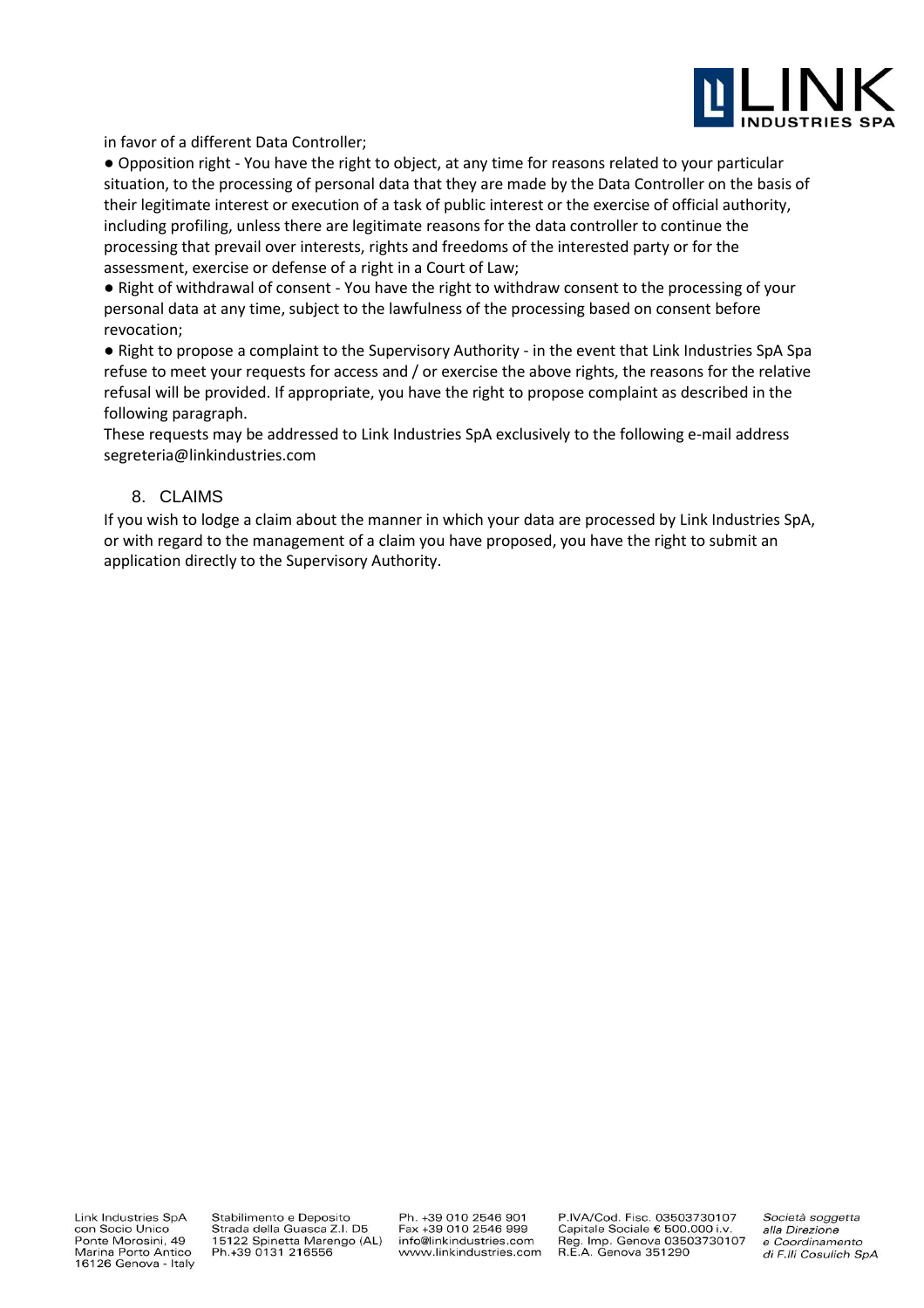in favor of a different Data Controller;

- Opposition right - You have the right to object, at any time for reasons related to your particular situation, to the processing of personal data that they are made by the Data Controller on the basis of their legitimate interest or execution of a task of public interest or the exercise of official authority, including profiling, unless there are legitimate reasons for the data controller to continue the processing that prevail over interests, rights and freedoms of the interested party or for the assessment, exercise or defense of a right in a Court of Law;
- Right of withdrawal of consent - You have the right to withdraw consent to the processing of your personal data at any time, subject to the lawfulness of the processing based on consent before revocation;
- Right to propose a complaint to the Supervisory Authority - in the event that Link Industries SpA Spa refuse to meet your requests for access and / or exercise the above rights, the reasons for the relative refusal will be provided. If appropriate, you have the right to propose complaint as described in the following paragraph.

These requests may be addressed to Link Industries SpA exclusively to the following e-mail address segreteria@linkindustries.com

## 8. CLAIMS

If you wish to lodge a claim about the manner in which your data are processed by Link Industries SpA, or with regard to the management of a claim you have proposed, you have the right to submit an application directly to the Supervisory Authority.